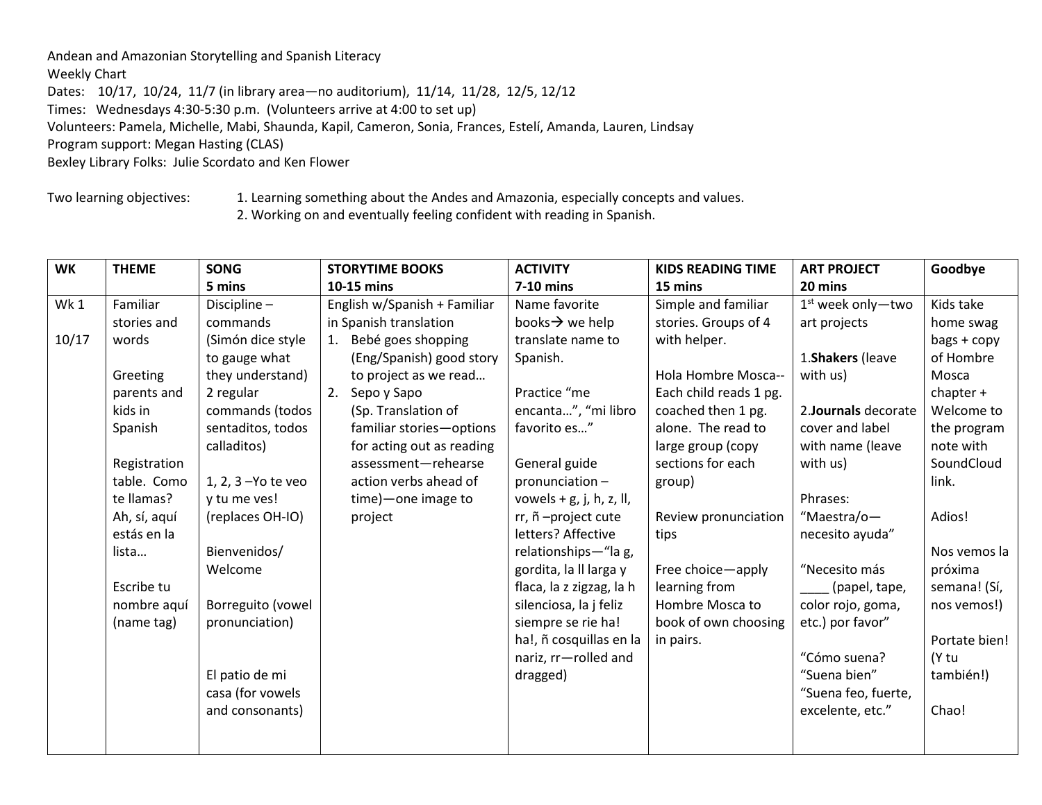Andean and Amazonian Storytelling and Spanish Literacy
Weekly Chart
Dates: 10/17, 10/24, 11/7 (in library area—no auditorium), 11/14, 11/28, 12/5, 12/12
Times: Wednesdays 4:30-5:30 p.m. (Volunteers arrive at 4:00 to set up)
Volunteers: Pamela, Michelle, Mabi, Shaunda, Kapil, Cameron, Sonia, Frances, Estelí, Amanda, Lauren, Lindsay
Program support: Megan Hasting (CLAS)
Bexley Library Folks: Julie Scordato and Ken Flower

Two learning objectives:
1. Learning something about the Andes and Amazonia, especially concepts and values.
2. Working on and eventually feeling confident with reading in Spanish.

| WK | THEME | SONG 5 mins | STORYTIME BOOKS 10-15 mins | ACTIVITY 7-10 mins | KIDS READING TIME 15 mins | ART PROJECT 20 mins | Goodbye |
|---|---|---|---|---|---|---|---|
| Wk 1<br><br>10/17 | Familiar stories and words<br><br>Greeting parents and kids in Spanish<br><br>Registration table. Como te llamas? Ah, sí, aquí estás en la lista…<br><br>Escribe tu nombre aquí (name tag) | Discipline – commands (Simón dice style to gauge what they understand) 2 regular commands (todos sentaditos, todos calladitos)<br><br>1, 2, 3 –Yo te veo y tu me ves! (replaces OH-IO)<br><br>Bienvenidos/ Welcome<br><br>Borreguito (vowel pronunciation)<br><br>El patio de mi casa (for vowels and consonants) | English w/Spanish + Familiar in Spanish translation<br>1. Bebé goes shopping (Eng/Spanish) good story to project as we read…<br>2. Sepo y Sapo (Sp. Translation of familiar stories—options for acting out as reading assessment—rehearse action verbs ahead of time)—one image to project | Name favorite books→ we help translate name to Spanish.<br><br>Practice "me encanta…", "mi libro favorito es…"<br><br>General guide pronunciation – vowels + g, j, h, z, ll, rr, ñ –project cute letters? Affective relationships—"la g, gordita, la ll larga y flaca, la z zigzag, la h silenciosa, la j feliz siempre se rie ha! ha!, ñ cosquillas en la nariz, rr—rolled and dragged) | Simple and familiar stories. Groups of 4 with helper.<br><br>Hola Hombre Mosca--Each child reads 1 pg. coached then 1 pg. alone. The read to large group (copy sections for each group)<br><br>Review pronunciation tips<br><br>Free choice—apply learning from Hombre Mosca to book of own choosing in pairs. | 1st week only—two art projects<br><br>1.**Shakers** (leave with us)<br><br>2.**Journals** decorate cover and label with name (leave with us)<br><br>Phrases: "Maestra/o—necesito ayuda"<br><br>"Necesito más ____ (papel, tape, color rojo, goma, etc.) por favor"<br><br>"Cómo suena? "Suena bien" "Suena feo, fuerte, excelente, etc." | Kids take home swag bags + copy of Hombre Mosca chapter + Welcome to the program note with SoundCloud link.<br><br>Adios!<br><br>Nos vemos la próxima semana! (Sí, nos vemos!)<br><br>Portate bien! (Y tu también!)<br><br>Chao! |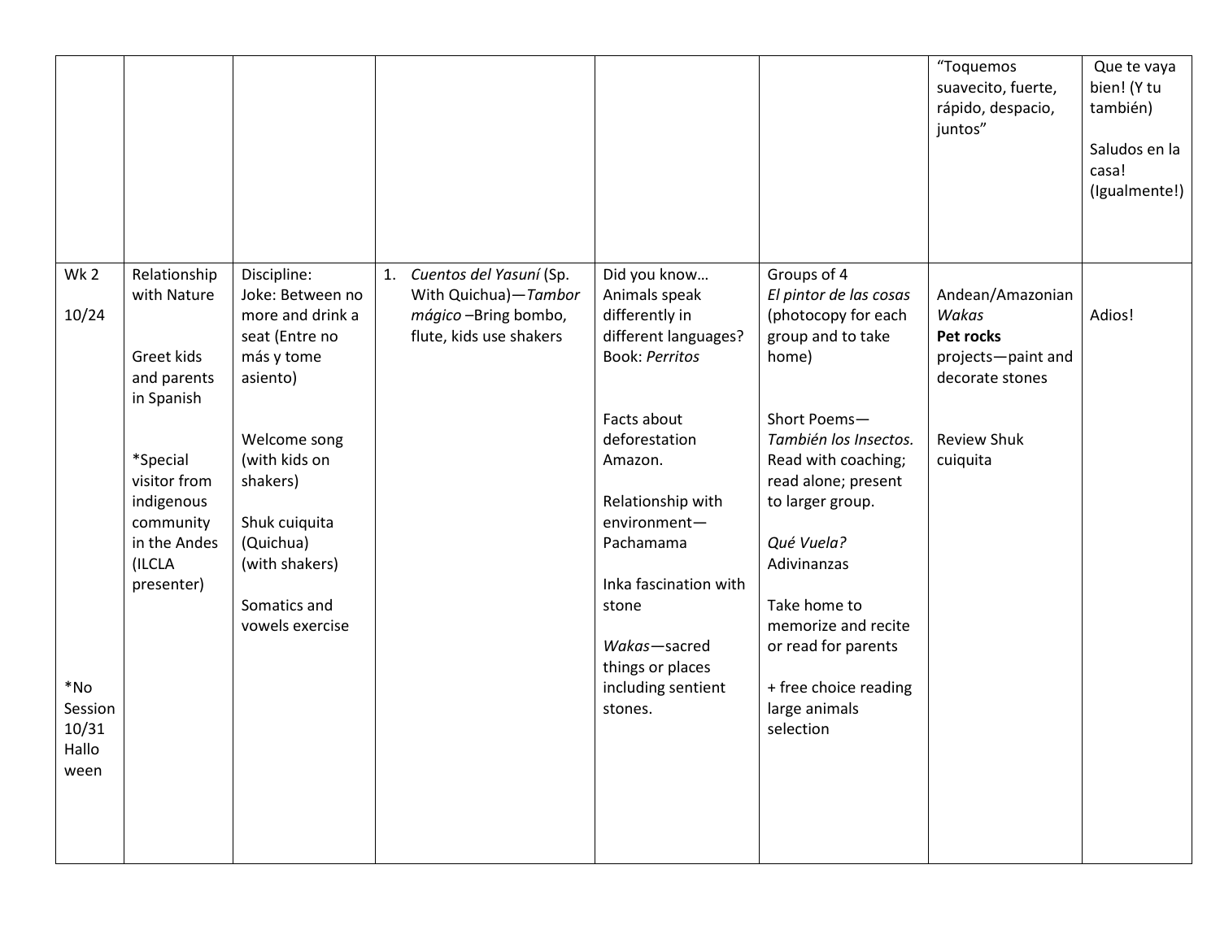| | | | | | | | |
|---|---|---|---|---|---|---|---|
| | | | | | | "Toquemos suavecito, fuerte, rápido, despacio, juntos" | Que te vaya bien! (Y tu también)<br><br>Saludos en la casa! (Igualmente!) |
| Wk 2<br><br>10/24<br><br><br><br><br><br><br><br><br><br>*No Session 10/31 Halloween | Relationship with Nature<br><br>Greet kids and parents in Spanish<br><br>*Special visitor from indigenous community in the Andes (ILCLA presenter) | Discipline:<br>Joke: Between no more and drink a seat (Entre no más y tome asiento)<br><br>Welcome song (with kids on shakers)<br><br>Shuk cuiquita (Quichua) (with shakers)<br><br>Somatics and vowels exercise | 1. *Cuentos del Yasuní* (Sp. With Quichua)—*Tambor mágico* –Bring bombo, flute, kids use shakers | Did you know… Animals speak differently in different languages? Book: *Perritos*<br><br>Facts about deforestation Amazon.<br><br>Relationship with environment—Pachamama<br><br>Inka fascination with stone<br><br>*Wakas*—sacred things or places including sentient stones. | Groups of 4<br>*El pintor de las cosas* (photocopy for each group and to take home)<br><br>Short Poems—*También los Insectos.* Read with coaching; read alone; present to larger group.<br><br>*Qué Vuela?* Adivinanzas<br><br>Take home to memorize and recite or read for parents<br><br>+ free choice reading large animals selection | Andean/Amazonian *Wakas*<br>**Pet rocks** projects—paint and decorate stones<br><br>Review Shuk cuiquita | Adios! |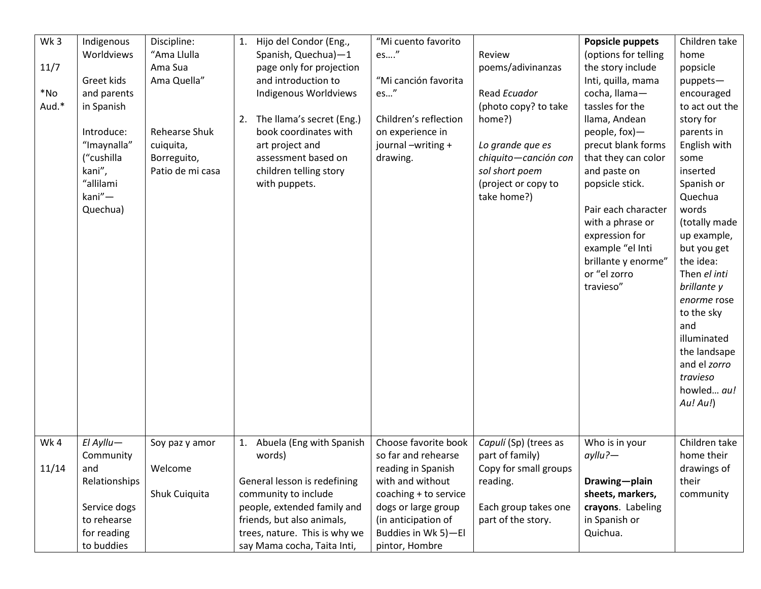| | | | | | | | |
|---|---|---|---|---|---|---|---|
| Wk 3<br><br>11/7<br><br>*No Aud.* | Indigenous Worldviews<br><br>Greet kids and parents in Spanish<br><br>Introduce: "Imaynalla" ("cushilla kani", "allilami kani"—Quechua) | Discipline: "Ama Llulla Ama Sua Ama Quella"<br><br>Rehearse Shuk cuiquita, Borreguito, Patio de mi casa | 1. Hijo del Condor (Eng., Spanish, Quechua)—1 page only for projection and introduction to Indigenous Worldviews<br><br>2. The llama's secret (Eng.) book coordinates with art project and assessment based on children telling story with puppets. | "Mi cuento favorito es…."<br><br>"Mi canción favorita es…"<br><br>Children's reflection on experience in journal –writing + drawing. | Review poems/adivinanzas<br><br>Read *Ecuador* (photo copy? to take home?)<br><br>*Lo grande que es chiquito—canción con sol short poem* (project or copy to take home?) | **Popsicle puppets** (options for telling the story include Inti, quilla, mama cocha, llama—tassles for the llama, Andean people, fox)—precut blank forms that they can color and paste on popsicle stick.<br><br>Pair each character with a phrase or expression for example "el Inti brillante y enorme" or "el zorro travieso" | Children take home popsicle puppets—encouraged to act out the story for parents in English with some inserted Spanish or Quechua words (totally made up example, but you get the idea: Then *el inti brillante y enorme* rose to the sky and illuminated the landsape and el *zorro travieso* howled… *au! Au! Au!*) |
| Wk 4<br><br>11/14 | *El Ayllu*—Community and Relationships<br><br>Service dogs to rehearse for reading to buddies | Soy paz y amor<br><br>Welcome<br><br>Shuk Cuiquita | 1. Abuela (Eng with Spanish words)<br><br>General lesson is redefining community to include people, extended family and friends, but also animals, trees, nature. This is why we say Mama cocha, Taita Inti, | Choose favorite book so far and rehearse reading in Spanish with and without coaching + to service dogs or large group (in anticipation of Buddies in Wk 5)—El pintor, Hombre | *Capulí* (Sp) (trees as part of family)<br>Copy for small groups reading.<br><br>Each group takes one part of the story. | Who is in your *ayllu?*—<br><br>**Drawing—plain sheets, markers, crayons**. Labeling in Spanish or Quichua. | Children take home their drawings of their community |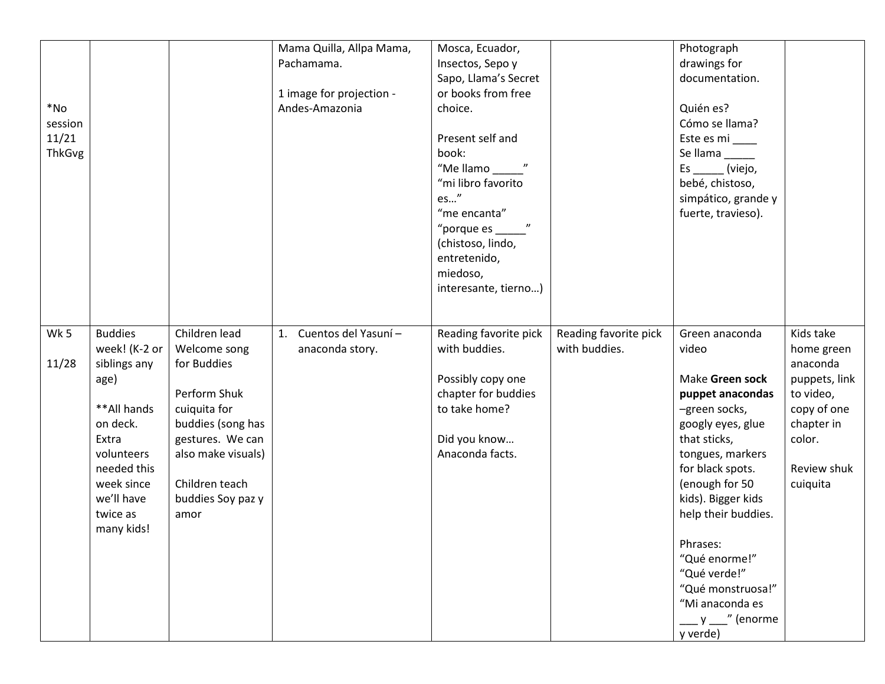| | | | | | | | |
|---|---|---|---|---|---|---|---|
| *No session 11/21 ThkGvg | | | Mama Quilla, Allpa Mama, Pachamama.<br><br>1 image for projection - Andes-Amazonia | Mosca, Ecuador, Insectos, Sepo y Sapo, Llama's Secret or books from free choice.<br><br>Present self and book:<br>"Me llamo _____"<br>"mi libro favorito es…"<br>"me encanta"<br>"porque es _____" (chistoso, lindo, entretenido, miedoso, interesante, tierno…) | | Photograph drawings for documentation.<br><br>Quién es?<br>Cómo se llama?<br>Este es mi ____<br>Se llama _____<br>Es _____ (viejo, bebé, chistoso, simpático, grande y fuerte, travieso). | |
| Wk 5<br><br>11/28 | Buddies week! (K-2 or siblings any age)<br><br>**All hands on deck. Extra volunteers needed this week since we'll have twice as many kids! | Children lead Welcome song for Buddies<br><br>Perform Shuk cuiquita for buddies (song has gestures. We can also make visuals)<br><br>Children teach buddies Soy paz y amor | 1. Cuentos del Yasuní – anaconda story. | Reading favorite pick with buddies.<br><br>Possibly copy one chapter for buddies to take home?<br><br>Did you know… Anaconda facts. | Reading favorite pick with buddies. | Green anaconda video<br><br>Make **Green sock puppet anacondas** –green socks, googly eyes, glue that sticks, tongues, markers for black spots. (enough for 50 kids). Bigger kids help their buddies.<br><br>Phrases:<br>"Qué enorme!"<br>"Qué verde!"<br>"Qué monstruosa!"<br>"Mi anaconda es ___ y ___" (enorme y verde) | Kids take home green anaconda puppets, link to video, copy of one chapter in color.<br><br>Review shuk cuiquita |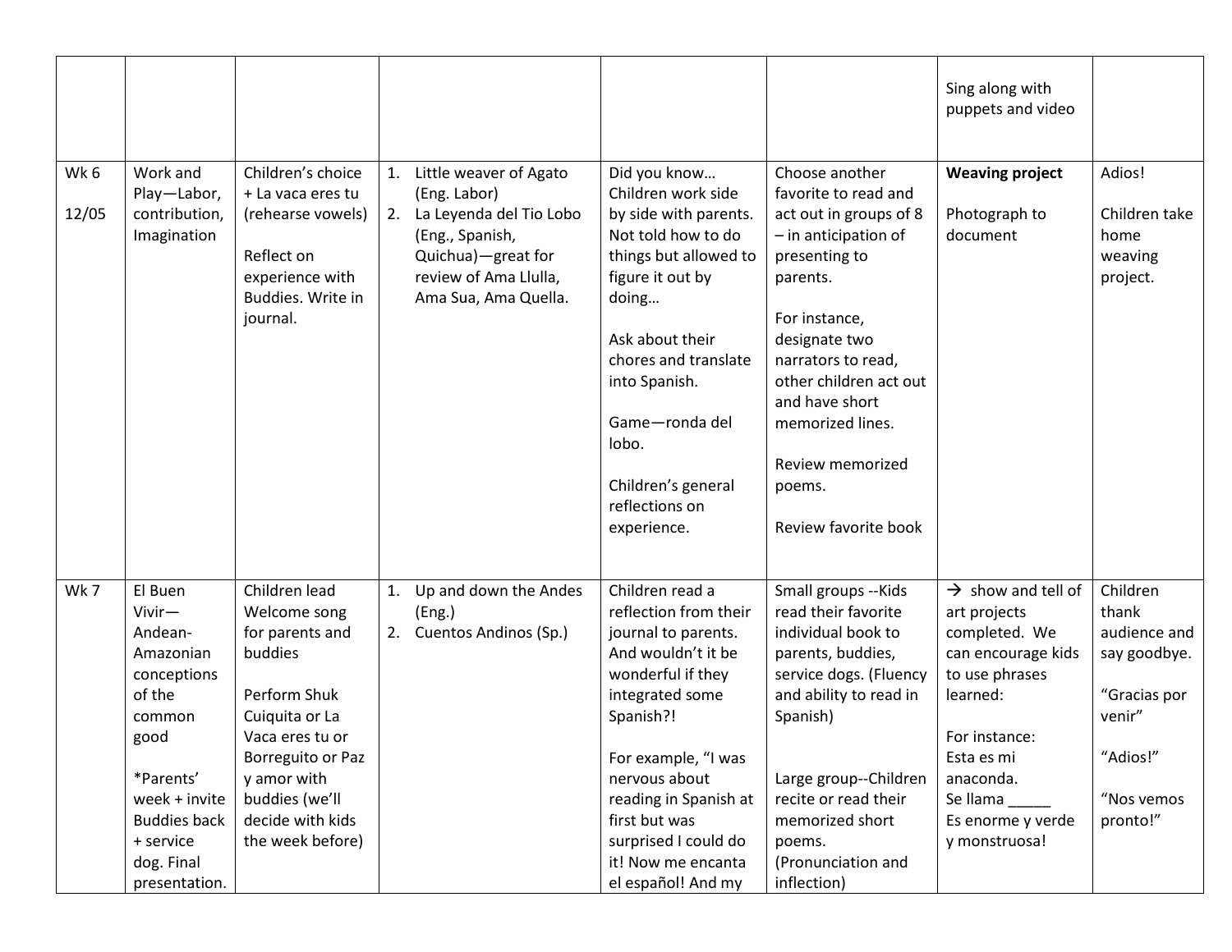| | | | | | | | |
|---|---|---|---|---|---|---|---|
| | | | | | | Sing along with puppets and video | |
| Wk 6<br><br>12/05 | Work and Play—Labor, contribution, Imagination | Children's choice + La vaca eres tu (rehearse vowels)<br><br>Reflect on experience with Buddies. Write in journal. | 1. Little weaver of Agato (Eng. Labor)<br>2. La Leyenda del Tio Lobo (Eng., Spanish, Quichua)—great for review of Ama Llulla, Ama Sua, Ama Quella. | Did you know… Children work side by side with parents. Not told how to do things but allowed to figure it out by doing…<br><br>Ask about their chores and translate into Spanish.<br><br>Game—ronda del lobo.<br><br>Children's general reflections on experience. | Choose another favorite to read and act out in groups of 8 – in anticipation of presenting to parents.<br><br>For instance, designate two narrators to read, other children act out and have short memorized lines.<br><br>Review memorized poems.<br><br>Review favorite book | **Weaving project**<br><br>Photograph to document | Adios!<br><br>Children take home weaving project. |
| Wk 7 | El Buen Vivir—Andean-Amazonian conceptions of the common good<br><br>*Parents' week + invite Buddies back + service dog. Final presentation. | Children lead Welcome song for parents and buddies<br><br>Perform Shuk Cuiquita or La Vaca eres tu or Borreguito or Paz y amor with buddies (we'll decide with kids the week before) | 1. Up and down the Andes (Eng.)<br>2. Cuentos Andinos (Sp.) | Children read a reflection from their journal to parents. And wouldn't it be wonderful if they integrated some Spanish?!<br><br>For example, "I was nervous about reading in Spanish at first but was surprised I could do it! Now me encanta el español! And my | Small groups --Kids read their favorite individual book to parents, buddies, service dogs. (Fluency and ability to read in Spanish)<br><br>Large group--Children recite or read their memorized short poems. (Pronunciation and inflection) | → show and tell of art projects completed. We can encourage kids to use phrases learned:<br><br>For instance:<br>Esta es mi anaconda.<br>Se llama _____<br>Es enorme y verde y monstruosa! | Children thank audience and say goodbye.<br><br>"Gracias por venir"<br><br>"Adios!"<br><br>"Nos vemos pronto!" |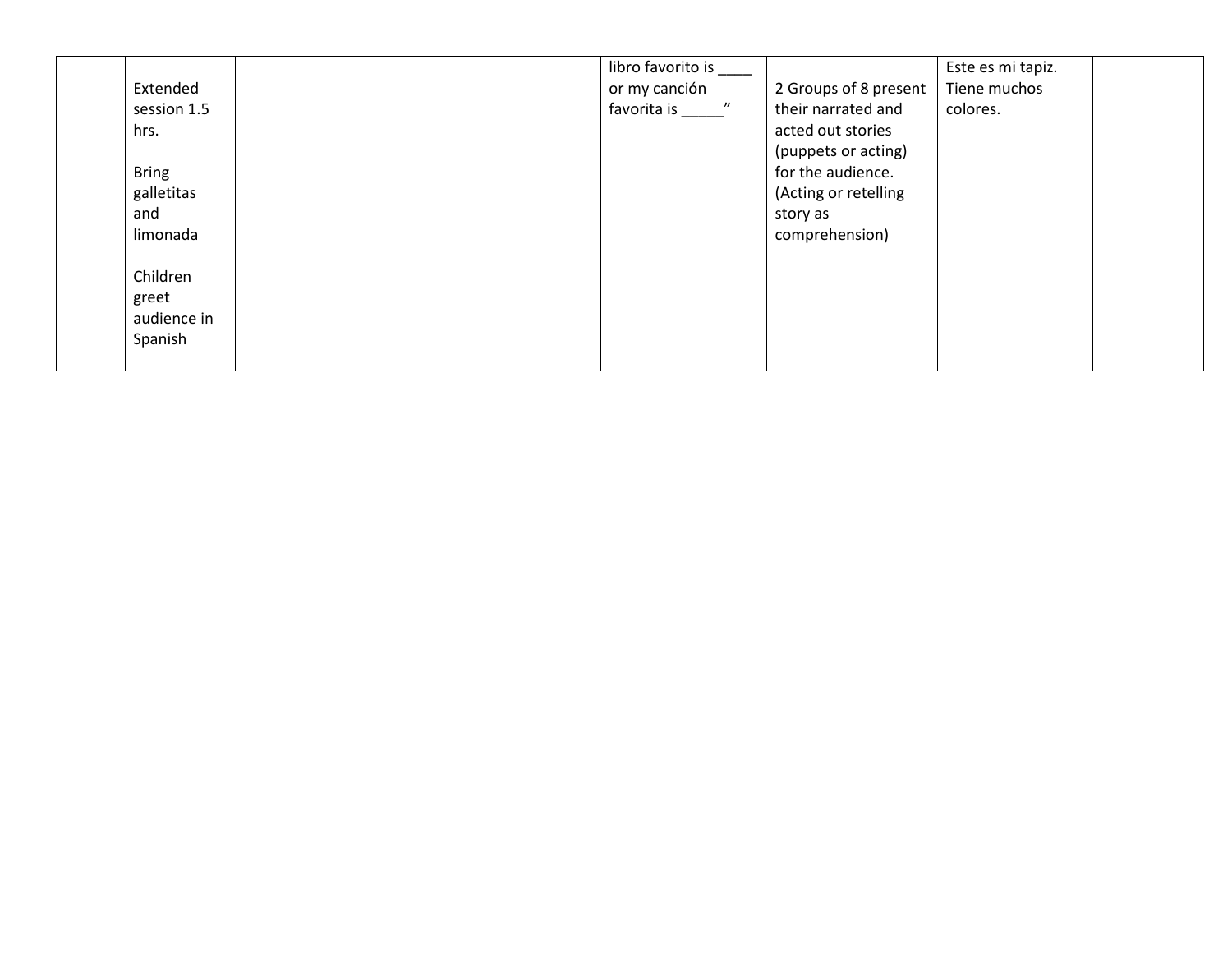| | | | | | | | |
|---|---|---|---|---|---|---|---|
| | Extended session 1.5 hrs.<br><br>Bring galletitas and limonada<br><br>Children greet audience in Spanish | | | libro favorito is ____ or my canción favorita is _____” | 2 Groups of 8 present their narrated and acted out stories (puppets or acting) for the audience. (Acting or retelling story as comprehension) | Este es mi tapiz. Tiene muchos colores. | |